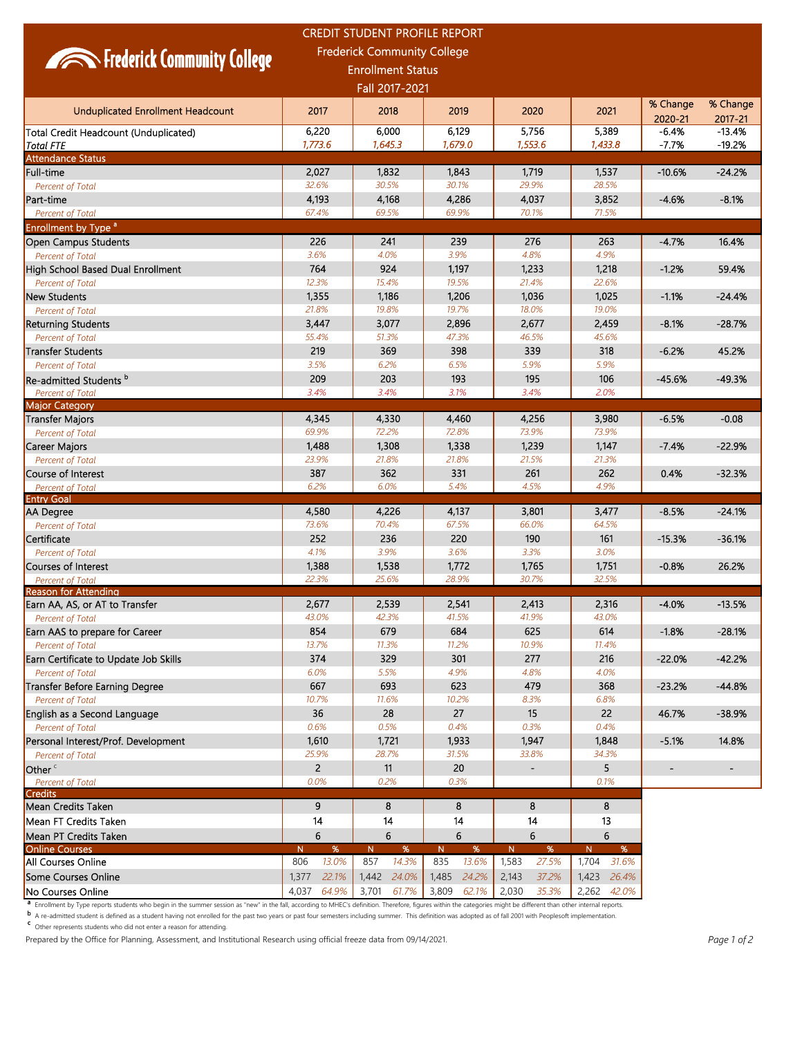# CREDIT STUDENT PROFILE REPORT

## Frederick Community College

### Enrollment Status

### Fall 2017-2021

| Unduplicated Enrollment Headcount | 2017 | 2018 | 2019 | 2020 | 2021 | % Change 2020-21 | % Change 2017-21 |
|---|---|---|---|---|---|---|---|
| Total Credit Headcount (Unduplicated) | 6,220 | 6,000 | 6,129 | 5,756 | 5,389 | -6.4% | -13.4% |
| *Total FTE* | *1,773.6* | *1,645.3* | *1,679.0* | *1,553.6* | *1,433.8* | -7.7% | -19.2% |
| **Attendance Status** | | | | | | | |
| Full-time | 2,027 | 1,832 | 1,843 | 1,719 | 1,537 | -10.6% | -24.2% |
| *Percent of Total* | *32.6%* | *30.5%* | *30.1%* | *29.9%* | *28.5%* | | |
| Part-time | 4,193 | 4,168 | 4,286 | 4,037 | 3,852 | -4.6% | -8.1% |
| *Percent of Total* | *67.4%* | *69.5%* | *69.9%* | *70.1%* | *71.5%* | | |
| **Enrollment by Type [a]** | | | | | | | |
| Open Campus Students | 226 | 241 | 239 | 276 | 263 | -4.7% | 16.4% |
| *Percent of Total* | *3.6%* | *4.0%* | *3.9%* | *4.8%* | *4.9%* | | |
| High School Based Dual Enrollment | 764 | 924 | 1,197 | 1,233 | 1,218 | -1.2% | 59.4% |
| *Percent of Total* | *12.3%* | *15.4%* | *19.5%* | *21.4%* | *22.6%* | | |
| New Students | 1,355 | 1,186 | 1,206 | 1,036 | 1,025 | -1.1% | -24.4% |
| *Percent of Total* | *21.8%* | *19.8%* | *19.7%* | *18.0%* | *19.0%* | | |
| Returning Students | 3,447 | 3,077 | 2,896 | 2,677 | 2,459 | -8.1% | -28.7% |
| *Percent of Total* | *55.4%* | *51.3%* | *47.3%* | *46.5%* | *45.6%* | | |
| Transfer Students | 219 | 369 | 398 | 339 | 318 | -6.2% | 45.2% |
| *Percent of Total* | *3.5%* | *6.2%* | *6.5%* | *5.9%* | *5.9%* | | |
| Re-admitted Students [b] | 209 | 203 | 193 | 195 | 106 | -45.6% | -49.3% |
| *Percent of Total* | *3.4%* | *3.4%* | *3.1%* | *3.4%* | *2.0%* | | |
| **Major Category** | | | | | | | |
| Transfer Majors | 4,345 | 4,330 | 4,460 | 4,256 | 3,980 | -6.5% | -0.08 |
| *Percent of Total* | *69.9%* | *72.2%* | *72.8%* | *73.9%* | *73.9%* | | |
| Career Majors | 1,488 | 1,308 | 1,338 | 1,239 | 1,147 | -7.4% | -22.9% |
| *Percent of Total* | *23.9%* | *21.8%* | *21.8%* | *21.5%* | *21.3%* | | |
| Course of Interest | 387 | 362 | 331 | 261 | 262 | 0.4% | -32.3% |
| *Percent of Total* | *6.2%* | *6.0%* | *5.4%* | *4.5%* | *4.9%* | | |
| **Entry Goal** | | | | | | | |
| AA Degree | 4,580 | 4,226 | 4,137 | 3,801 | 3,477 | -8.5% | -24.1% |
| *Percent of Total* | *73.6%* | *70.4%* | *67.5%* | *66.0%* | *64.5%* | | |
| Certificate | 252 | 236 | 220 | 190 | 161 | -15.3% | -36.1% |
| *Percent of Total* | *4.1%* | *3.9%* | *3.6%* | *3.3%* | *3.0%* | | |
| Courses of Interest | 1,388 | 1,538 | 1,772 | 1,765 | 1,751 | -0.8% | 26.2% |
| *Percent of Total* | *22.3%* | *25.6%* | *28.9%* | *30.7%* | *32.5%* | | |
| **Reason for Attending** | | | | | | | |
| Earn AA, AS, or AT to Transfer | 2,677 | 2,539 | 2,541 | 2,413 | 2,316 | -4.0% | -13.5% |
| *Percent of Total* | *43.0%* | *42.3%* | *41.5%* | *41.9%* | *43.0%* | | |
| Earn AAS to prepare for Career | 854 | 679 | 684 | 625 | 614 | -1.8% | -28.1% |
| *Percent of Total* | *13.7%* | *11.3%* | *11.2%* | *10.9%* | *11.4%* | | |
| Earn Certificate to Update Job Skills | 374 | 329 | 301 | 277 | 216 | -22.0% | -42.2% |
| *Percent of Total* | *6.0%* | *5.5%* | *4.9%* | *4.8%* | *4.0%* | | |
| Transfer Before Earning Degree | 667 | 693 | 623 | 479 | 368 | -23.2% | -44.8% |
| *Percent of Total* | *10.7%* | *11.6%* | *10.2%* | *8.3%* | *6.8%* | | |
| English as a Second Language | 36 | 28 | 27 | 15 | 22 | 46.7% | -38.9% |
| *Percent of Total* | *0.6%* | *0.5%* | *0.4%* | *0.3%* | *0.4%* | | |
| Personal Interest/Prof. Development | 1,610 | 1,721 | 1,933 | 1,947 | 1,848 | -5.1% | 14.8% |
| *Percent of Total* | *25.9%* | *28.7%* | *31.5%* | *33.8%* | *34.3%* | | |
| Other [c] | 2 | 11 | 20 | - | 5 | - | - |
| *Percent of Total* | *0.0%* | *0.2%* | *0.3%* | | *0.1%* | | |
| **Credits** | | | | | | | |
| Mean Credits Taken | 9 | 8 | 8 | 8 | 8 | | |
| Mean FT Credits Taken | 14 | 14 | 14 | 14 | 13 | | |
| Mean PT Credits Taken | 6 | 6 | 6 | 6 | 6 | | |

| Online Courses | 2017 N | 2017 % | 2018 N | 2018 % | 2019 N | 2019 % | 2020 N | 2020 % | 2021 N | 2021 % |
|---|---|---|---|---|---|---|---|---|---|---|
| All Courses Online | 806 | *13.0%* | 857 | *14.3%* | 835 | *13.6%* | 1,583 | *27.5%* | 1,704 | *31.6%* |
| Some Courses Online | 1,377 | *22.1%* | 1,442 | *24.0%* | 1,485 | *24.2%* | 2,143 | *37.2%* | 1,423 | *26.4%* |
| No Courses Online | 4,037 | *64.9%* | 3,701 | *61.7%* | 3,809 | *62.1%* | 2,030 | *35.3%* | 2,262 | *42.0%* |

[a] Enrollment by Type reports students who begin in the summer session as "new" in the fall, according to MHEC's definition. Therefore, figures within the categories might be different than other internal reports.

[b] A re-admitted student is defined as a student having not enrolled for the past two years or past four semesters including summer. This definition was adopted as of fall 2001 with Peoplesoft implementation.

[c] Other represents students who did not enter a reason for attending.

Prepared by the Office for Planning, Assessment, and Institutional Research using official freeze data from 09/14/2021.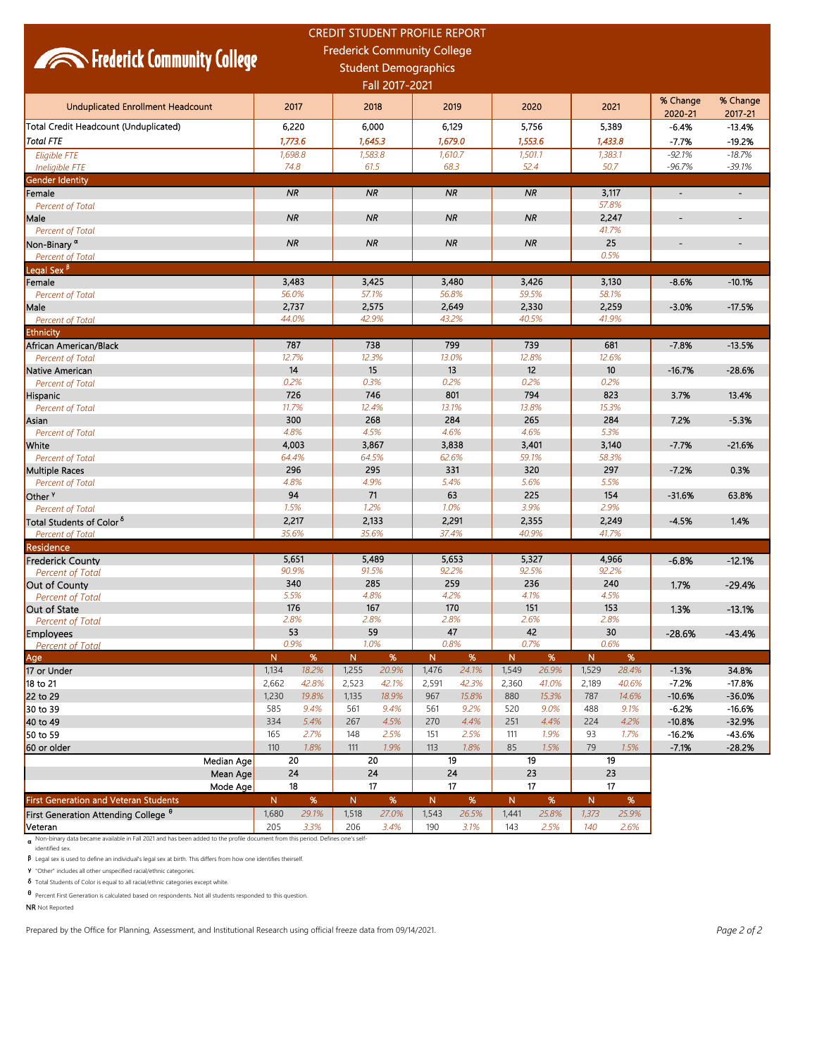# CREDIT STUDENT PROFILE REPORT

## Frederick Community College

## Student Demographics

## Fall 2017-2021

| Unduplicated Enrollment Headcount | 2017 | 2018 | 2019 | 2020 | 2021 | % Change 2020-21 | % Change 2017-21 |
|---|---|---|---|---|---|---|---|
| Total Credit Headcount (Unduplicated) | 6,220 | 6,000 | 6,129 | 5,756 | 5,389 | -6.4% | -13.4% |
| *Total FTE* | *1,773.6* | *1,645.3* | *1,679.0* | *1,553.6* | *1,433.8* | -7.7% | -19.2% |
| *Eligible FTE* | *1,698.8* | *1,583.8* | *1,610.7* | *1,501.1* | *1,383.1* | *-92.1%* | *-18.7%* |
| *Ineligible FTE* | *74.8* | *61.5* | *68.3* | *52.4* | *50.7* | *-96.7%* | *-39.1%* |
| **Gender Identity** | | | | | | | |
| Female | *NR* | *NR* | *NR* | *NR* | 3,117 | - | - |
| *Percent of Total* | | | | | *57.8%* | | |
| Male | *NR* | *NR* | *NR* | *NR* | 2,247 | - | - |
| *Percent of Total* | | | | | *41.7%* | | |
| Non-Binary [α] | *NR* | *NR* | *NR* | *NR* | 25 | - | - |
| *Percent of Total* | | | | | *0.5%* | | |
| **Legal Sex [β]** | | | | | | | |
| Female | 3,483 | 3,425 | 3,480 | 3,426 | 3,130 | -8.6% | -10.1% |
| *Percent of Total* | *56.0%* | *57.1%* | *56.8%* | *59.5%* | *58.1%* | | |
| Male | 2,737 | 2,575 | 2,649 | 2,330 | 2,259 | -3.0% | -17.5% |
| *Percent of Total* | *44.0%* | *42.9%* | *43.2%* | *40.5%* | *41.9%* | | |
| **Ethnicity** | | | | | | | |
| African American/Black | 787 | 738 | 799 | 739 | 681 | -7.8% | -13.5% |
| *Percent of Total* | *12.7%* | *12.3%* | *13.0%* | *12.8%* | *12.6%* | | |
| Native American | 14 | 15 | 13 | 12 | 10 | -16.7% | -28.6% |
| *Percent of Total* | *0.2%* | *0.3%* | *0.2%* | *0.2%* | *0.2%* | | |
| Hispanic | 726 | 746 | 801 | 794 | 823 | 3.7% | 13.4% |
| *Percent of Total* | *11.7%* | *12.4%* | *13.1%* | *13.8%* | *15.3%* | | |
| Asian | 300 | 268 | 284 | 265 | 284 | 7.2% | -5.3% |
| *Percent of Total* | *4.8%* | *4.5%* | *4.6%* | *4.6%* | *5.3%* | | |
| White | 4,003 | 3,867 | 3,838 | 3,401 | 3,140 | -7.7% | -21.6% |
| *Percent of Total* | *64.4%* | *64.5%* | *62.6%* | *59.1%* | *58.3%* | | |
| Multiple Races | 296 | 295 | 331 | 320 | 297 | -7.2% | 0.3% |
| *Percent of Total* | *4.8%* | *4.9%* | *5.4%* | *5.6%* | *5.5%* | | |
| Other [γ] | 94 | 71 | 63 | 225 | 154 | -31.6% | 63.8% |
| *Percent of Total* | *1.5%* | *1.2%* | *1.0%* | *3.9%* | *2.9%* | | |
| Total Students of Color [δ] | 2,217 | 2,133 | 2,291 | 2,355 | 2,249 | -4.5% | 1.4% |
| *Percent of Total* | *35.6%* | *35.6%* | *37.4%* | *40.9%* | *41.7%* | | |
| **Residence** | | | | | | | |
| Frederick County | 5,651 | 5,489 | 5,653 | 5,327 | 4,966 | -6.8% | -12.1% |
| *Percent of Total* | *90.9%* | *91.5%* | *92.2%* | *92.5%* | *92.2%* | | |
| Out of County | 340 | 285 | 259 | 236 | 240 | 1.7% | -29.4% |
| *Percent of Total* | *5.5%* | *4.8%* | *4.2%* | *4.1%* | *4.5%* | | |
| Out of State | 176 | 167 | 170 | 151 | 153 | 1.3% | -13.1% |
| *Percent of Total* | *2.8%* | *2.8%* | *2.8%* | *2.6%* | *2.8%* | | |
| Employees | 53 | 59 | 47 | 42 | 30 | -28.6% | -43.4% |
| *Percent of Total* | *0.9%* | *1.0%* | *0.8%* | *0.7%* | *0.6%* | | |

| Age | 2017 N | 2017 % | 2018 N | 2018 % | 2019 N | 2019 % | 2020 N | 2020 % | 2021 N | 2021 % | % Change 2020-21 | % Change 2017-21 |
|---|---|---|---|---|---|---|---|---|---|---|---|---|
| 17 or Under | 1,134 | *18.2%* | 1,255 | *20.9%* | 1,476 | *24.1%* | 1,549 | *26.9%* | 1,529 | *28.4%* | -1.3% | 34.8% |
| 18 to 21 | 2,662 | *42.8%* | 2,523 | *42.1%* | 2,591 | *42.3%* | 2,360 | *41.0%* | 2,189 | *40.6%* | -7.2% | -17.8% |
| 22 to 29 | 1,230 | *19.8%* | 1,135 | *18.9%* | 967 | *15.8%* | 880 | *15.3%* | 787 | *14.6%* | -10.6% | -36.0% |
| 30 to 39 | 585 | *9.4%* | 561 | *9.4%* | 561 | *9.2%* | 520 | *9.0%* | 488 | *9.1%* | -6.2% | -16.6% |
| 40 to 49 | 334 | *5.4%* | 267 | *4.5%* | 270 | *4.4%* | 251 | *4.4%* | 224 | *4.2%* | -10.8% | -32.9% |
| 50 to 59 | 165 | *2.7%* | 148 | *2.5%* | 151 | *2.5%* | 111 | *1.9%* | 93 | *1.7%* | -16.2% | -43.6% |
| 60 or older | 110 | *1.8%* | 111 | *1.9%* | 113 | *1.8%* | 85 | *1.5%* | 79 | *1.5%* | -7.1% | -28.2% |
| Median Age | 20 | | 20 | | 19 | | 19 | | 19 | | | |
| Mean Age | 24 | | 24 | | 24 | | 23 | | 23 | | | |
| Mode Age | 18 | | 17 | | 17 | | 17 | | 17 | | | |
| **First Generation and Veteran Students** | **N** | **%** | **N** | **%** | **N** | **%** | **N** | **%** | **N** | **%** | | |
| First Generation Attending College [θ] | 1,680 | *29.1%* | 1,518 | *27.0%* | 1,543 | *26.5%* | 1,441 | *25.8%* | *1,373* | *25.9%* | | |
| Veteran | 205 | *3.3%* | 206 | *3.4%* | 190 | *3.1%* | 143 | *2.5%* | *140* | *2.6%* | | |

α Non-binary data became available in Fall 2021 and has been added to the profile document from this period. Defines one's self-identified sex.

β Legal sex is used to define an individual's legal sex at birth. This differs from how one identifies theirself.

γ "Other" includes all other unspecified racial/ethnic categories.

δ Total Students of Color is equal to all racial/ethnic categories except white.

θ Percent First Generation is calculated based on respondents. Not all students responded to this question.

NR Not Reported

Prepared by the Office for Planning, Assessment, and Institutional Research using official freeze data from 09/14/2021.